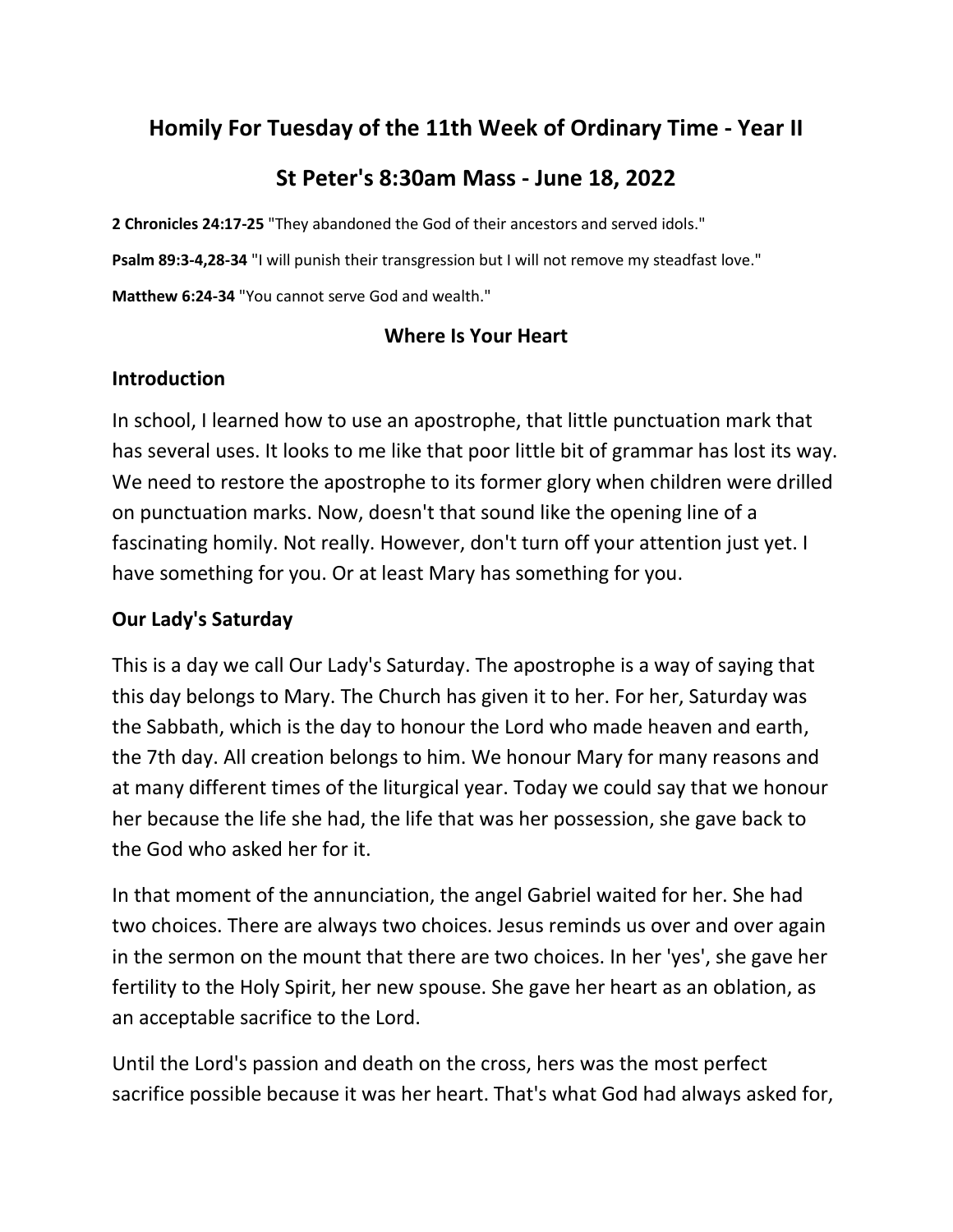# Homily For Tuesday of the 11th Week of Ordinary Time - Year II

## St Peter's 8:30am Mass - June 18, 2022

**2 Chronicles 24:17-25** "They abandoned the God of their ancestors and served idols."

**Psalm 89:3-4,28-34** "I will punish their transgression but I will not remove my steadfast love."

**Matthew 6:24-34** "You cannot serve God and wealth."

### Where Is Your Heart

### Introduction

In school, I learned how to use an apostrophe, that little punctuation mark that has several uses. It looks to me like that poor little bit of grammar has lost its way. We need to restore the apostrophe to its former glory when children were drilled on punctuation marks. Now, doesn't that sound like the opening line of a fascinating homily. Not really. However, don't turn off your attention just yet. I have something for you. Or at least Mary has something for you.

### Our Lady's Saturday

This is a day we call Our Lady's Saturday. The apostrophe is a way of saying that this day belongs to Mary. The Church has given it to her. For her, Saturday was the Sabbath, which is the day to honour the Lord who made heaven and earth, the 7th day. All creation belongs to him. We honour Mary for many reasons and at many different times of the liturgical year. Today we could say that we honour her because the life she had, the life that was her possession, she gave back to the God who asked her for it.

In that moment of the annunciation, the angel Gabriel waited for her. She had two choices. There are always two choices. Jesus reminds us over and over again in the sermon on the mount that there are two choices. In her 'yes', she gave her fertility to the Holy Spirit, her new spouse. She gave her heart as an oblation, as an acceptable sacrifice to the Lord.

Until the Lord's passion and death on the cross, hers was the most perfect sacrifice possible because it was her heart. That's what God had always asked for,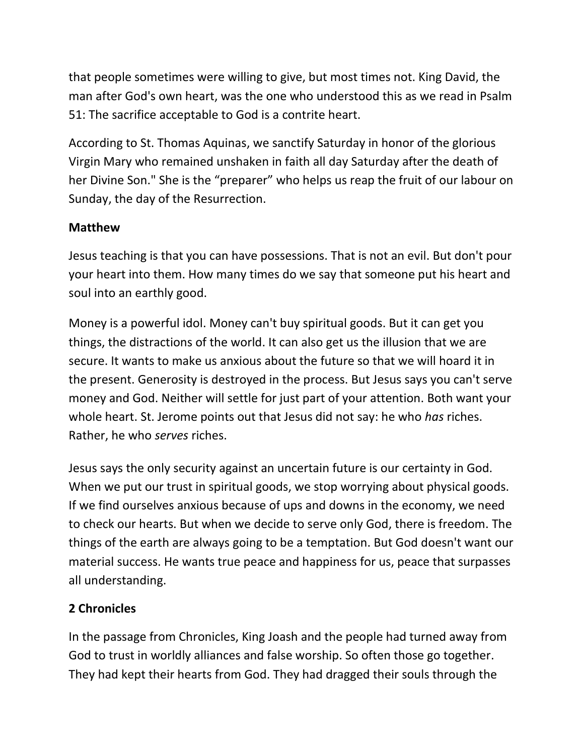that people sometimes were willing to give, but most times not. King David, the man after God's own heart, was the one who understood this as we read in Psalm 51: The sacrifice acceptable to God is a contrite heart.

According to St. Thomas Aquinas, we sanctify Saturday in honor of the glorious Virgin Mary who remained unshaken in faith all day Saturday after the death of her Divine Son." She is the “preparer” who helps us reap the fruit of our labour on Sunday, the day of the Resurrection.

**Matthew**

Jesus teaching is that you can have possessions. That is not an evil. But don't pour your heart into them. How many times do we say that someone put his heart and soul into an earthly good.

Money is a powerful idol. Money can't buy spiritual goods. But it can get you things, the distractions of the world. It can also get us the illusion that we are secure. It wants to make us anxious about the future so that we will hoard it in the present. Generosity is destroyed in the process. But Jesus says you can't serve money and God. Neither will settle for just part of your attention. Both want your whole heart. St. Jerome points out that Jesus did not say: he who *has* riches. Rather, he who *serves* riches.

Jesus says the only security against an uncertain future is our certainty in God. When we put our trust in spiritual goods, we stop worrying about physical goods. If we find ourselves anxious because of ups and downs in the economy, we need to check our hearts. But when we decide to serve only God, there is freedom. The things of the earth are always going to be a temptation. But God doesn't want our material success. He wants true peace and happiness for us, peace that surpasses all understanding.

**2 Chronicles**

In the passage from Chronicles, King Joash and the people had turned away from God to trust in worldly alliances and false worship. So often those go together. They had kept their hearts from God. They had dragged their souls through the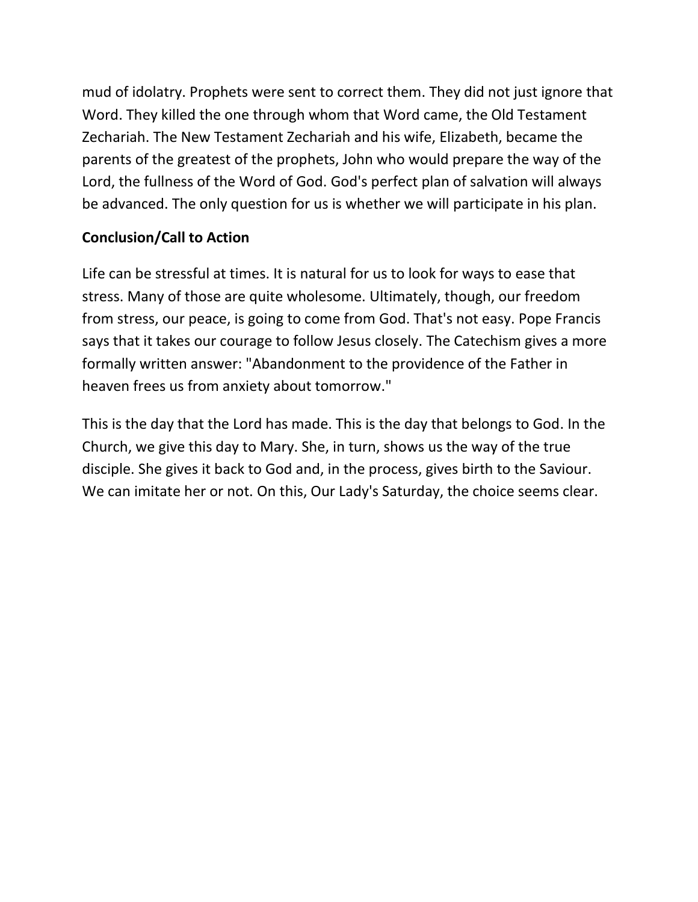mud of idolatry. Prophets were sent to correct them. They did not just ignore that Word. They killed the one through whom that Word came, the Old Testament Zechariah. The New Testament Zechariah and his wife, Elizabeth, became the parents of the greatest of the prophets, John who would prepare the way of the Lord, the fullness of the Word of God. God's perfect plan of salvation will always be advanced. The only question for us is whether we will participate in his plan.

**Conclusion/Call to Action**

Life can be stressful at times. It is natural for us to look for ways to ease that stress. Many of those are quite wholesome. Ultimately, though, our freedom from stress, our peace, is going to come from God. That's not easy. Pope Francis says that it takes our courage to follow Jesus closely. The Catechism gives a more formally written answer: "Abandonment to the providence of the Father in heaven frees us from anxiety about tomorrow."

This is the day that the Lord has made. This is the day that belongs to God. In the Church, we give this day to Mary. She, in turn, shows us the way of the true disciple. She gives it back to God and, in the process, gives birth to the Saviour. We can imitate her or not. On this, Our Lady's Saturday, the choice seems clear.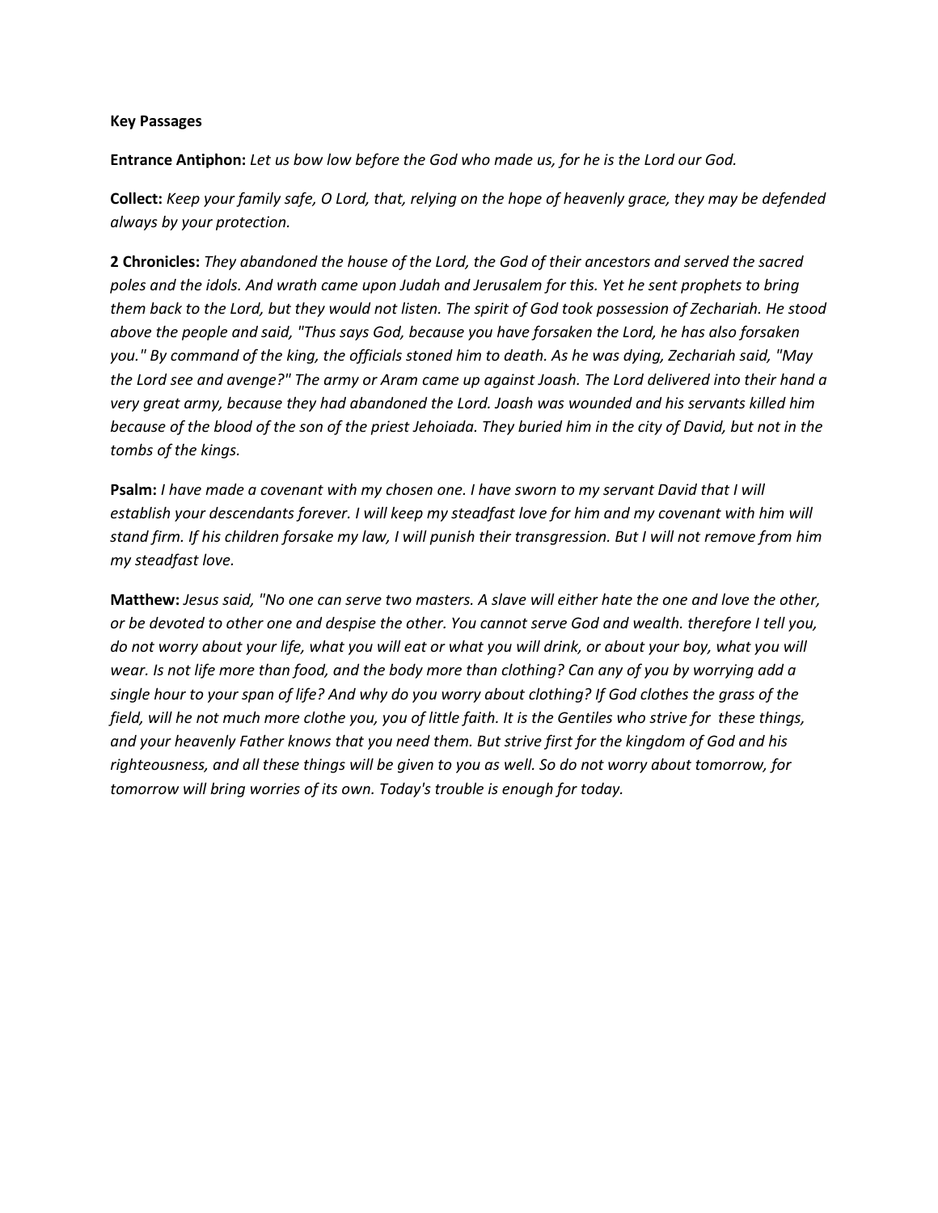**Key Passages**

**Entrance Antiphon:** *Let us bow low before the God who made us, for he is the Lord our God.*

**Collect:** *Keep your family safe, O Lord, that, relying on the hope of heavenly grace, they may be defended always by your protection.*

**2 Chronicles:** *They abandoned the house of the Lord, the God of their ancestors and served the sacred poles and the idols. And wrath came upon Judah and Jerusalem for this. Yet he sent prophets to bring them back to the Lord, but they would not listen. The spirit of God took possession of Zechariah. He stood above the people and said, "Thus says God, because you have forsaken the Lord, he has also forsaken you." By command of the king, the officials stoned him to death. As he was dying, Zechariah said, "May the Lord see and avenge?" The army or Aram came up against Joash. The Lord delivered into their hand a very great army, because they had abandoned the Lord. Joash was wounded and his servants killed him because of the blood of the son of the priest Jehoiada. They buried him in the city of David, but not in the tombs of the kings.*

**Psalm:** *I have made a covenant with my chosen one. I have sworn to my servant David that I will establish your descendants forever. I will keep my steadfast love for him and my covenant with him will stand firm. If his children forsake my law, I will punish their transgression. But I will not remove from him my steadfast love.*

**Matthew:** *Jesus said, "No one can serve two masters. A slave will either hate the one and love the other, or be devoted to other one and despise the other. You cannot serve God and wealth. therefore I tell you, do not worry about your life, what you will eat or what you will drink, or about your boy, what you will wear. Is not life more than food, and the body more than clothing? Can any of you by worrying add a single hour to your span of life? And why do you worry about clothing? If God clothes the grass of the field, will he not much more clothe you, you of little faith. It is the Gentiles who strive for these things, and your heavenly Father knows that you need them. But strive first for the kingdom of God and his righteousness, and all these things will be given to you as well. So do not worry about tomorrow, for tomorrow will bring worries of its own. Today's trouble is enough for today.*